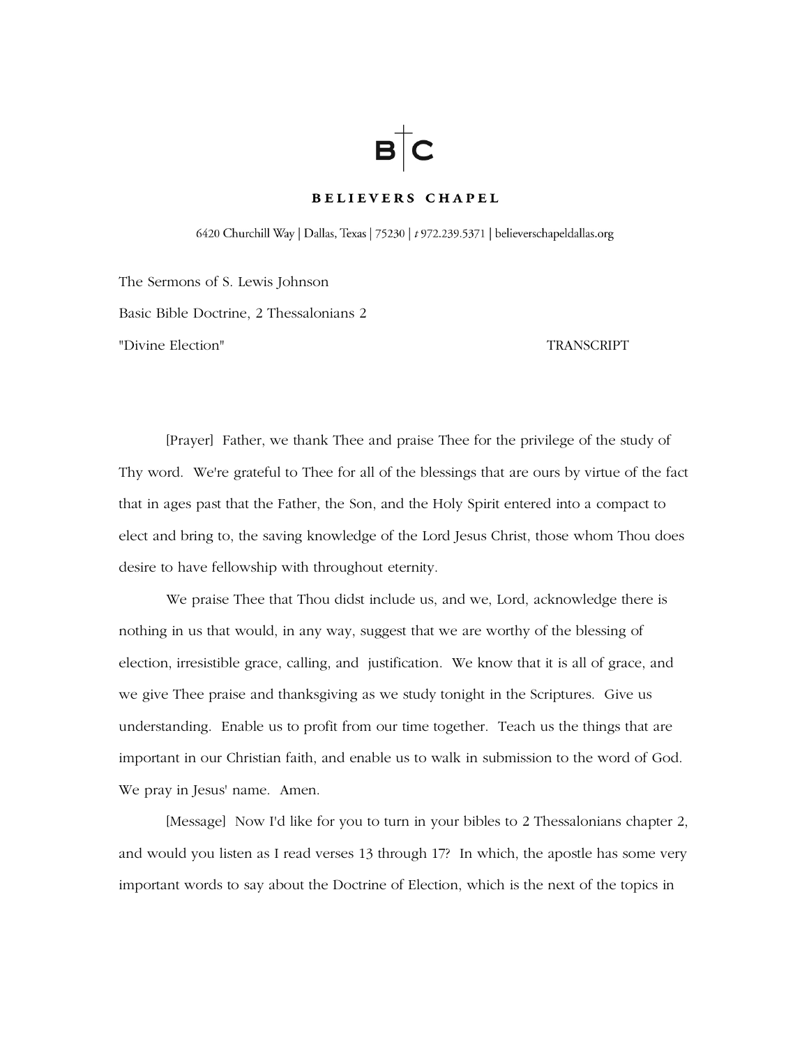B|C

**BELIEVERS CHAPEL**

6420 Churchill Way | Dallas, Texas | 75230 | *t* 972.239.5371 | believerschapeldallas.org

The Sermons of S. Lewis Johnson

Basic Bible Doctrine, 2 Thessalonians 2

"Divine Election" TRANSCRIPT

[Prayer] Father, we thank Thee and praise Thee for the privilege of the study of Thy word. We're grateful to Thee for all of the blessings that are ours by virtue of the fact that in ages past that the Father, the Son, and the Holy Spirit entered into a compact to elect and bring to, the saving knowledge of the Lord Jesus Christ, those whom Thou does desire to have fellowship with throughout eternity.

We praise Thee that Thou didst include us, and we, Lord, acknowledge there is nothing in us that would, in any way, suggest that we are worthy of the blessing of election, irresistible grace, calling, and justification. We know that it is all of grace, and we give Thee praise and thanksgiving as we study tonight in the Scriptures. Give us understanding. Enable us to profit from our time together. Teach us the things that are important in our Christian faith, and enable us to walk in submission to the word of God. We pray in Jesus' name. Amen.

[Message] Now I'd like for you to turn in your bibles to 2 Thessalonians chapter 2, and would you listen as I read verses 13 through 17? In which, the apostle has some very important words to say about the Doctrine of Election, which is the next of the topics in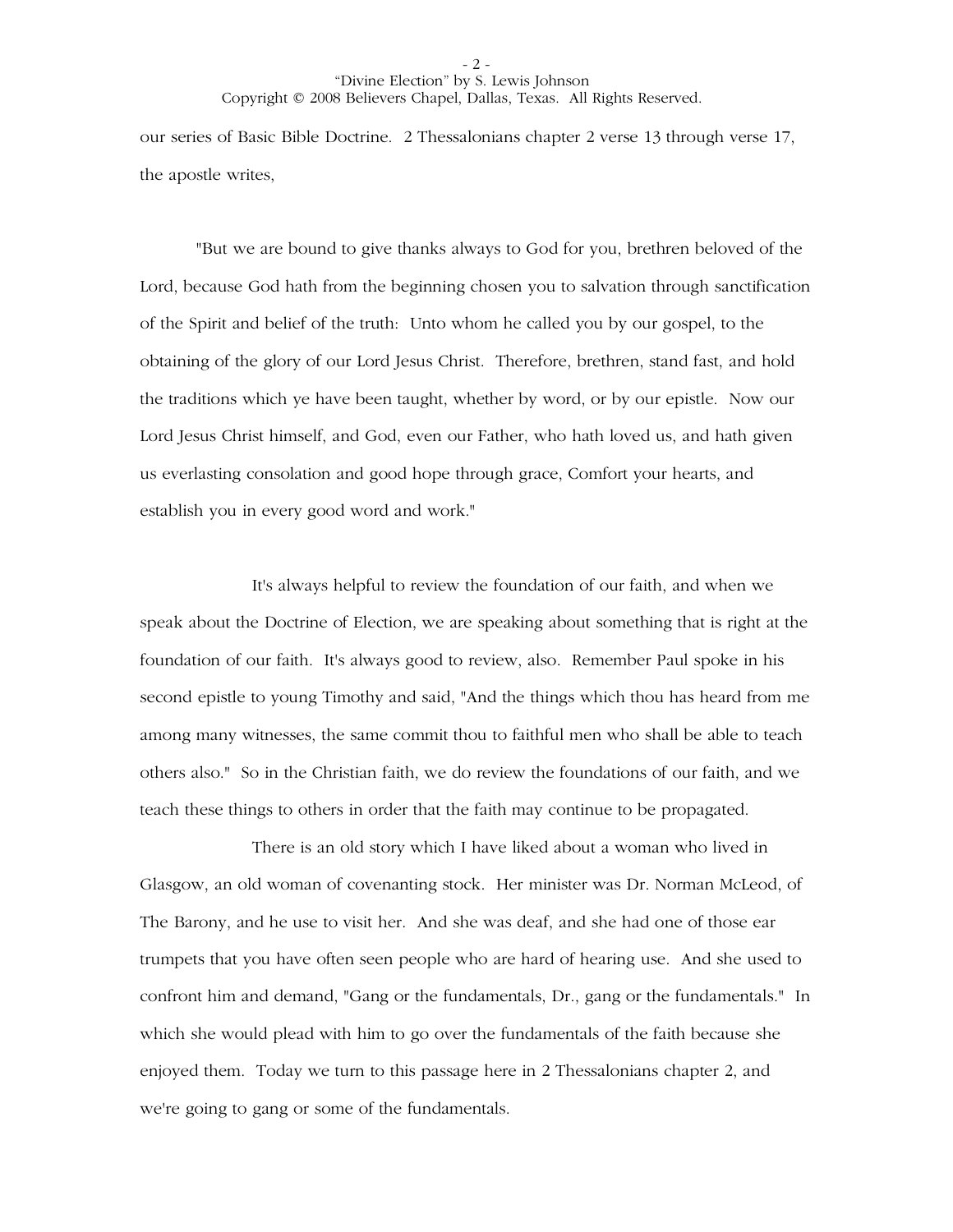our series of Basic Bible Doctrine. 2 Thessalonians chapter 2 verse 13 through verse 17, the apostle writes,

"But we are bound to give thanks always to God for you, brethren beloved of the Lord, because God hath from the beginning chosen you to salvation through sanctification of the Spirit and belief of the truth: Unto whom he called you by our gospel, to the obtaining of the glory of our Lord Jesus Christ. Therefore, brethren, stand fast, and hold the traditions which ye have been taught, whether by word, or by our epistle. Now our Lord Jesus Christ himself, and God, even our Father, who hath loved us, and hath given us everlasting consolation and good hope through grace, Comfort your hearts, and establish you in every good word and work."

It's always helpful to review the foundation of our faith, and when we speak about the Doctrine of Election, we are speaking about something that is right at the foundation of our faith. It's always good to review, also. Remember Paul spoke in his second epistle to young Timothy and said, "And the things which thou has heard from me among many witnesses, the same commit thou to faithful men who shall be able to teach others also." So in the Christian faith, we do review the foundations of our faith, and we teach these things to others in order that the faith may continue to be propagated.

There is an old story which I have liked about a woman who lived in Glasgow, an old woman of covenanting stock. Her minister was Dr. Norman McLeod, of The Barony, and he use to visit her. And she was deaf, and she had one of those ear trumpets that you have often seen people who are hard of hearing use. And she used to confront him and demand, "Gang or the fundamentals, Dr., gang or the fundamentals." In which she would plead with him to go over the fundamentals of the faith because she enjoyed them. Today we turn to this passage here in 2 Thessalonians chapter 2, and we're going to gang or some of the fundamentals.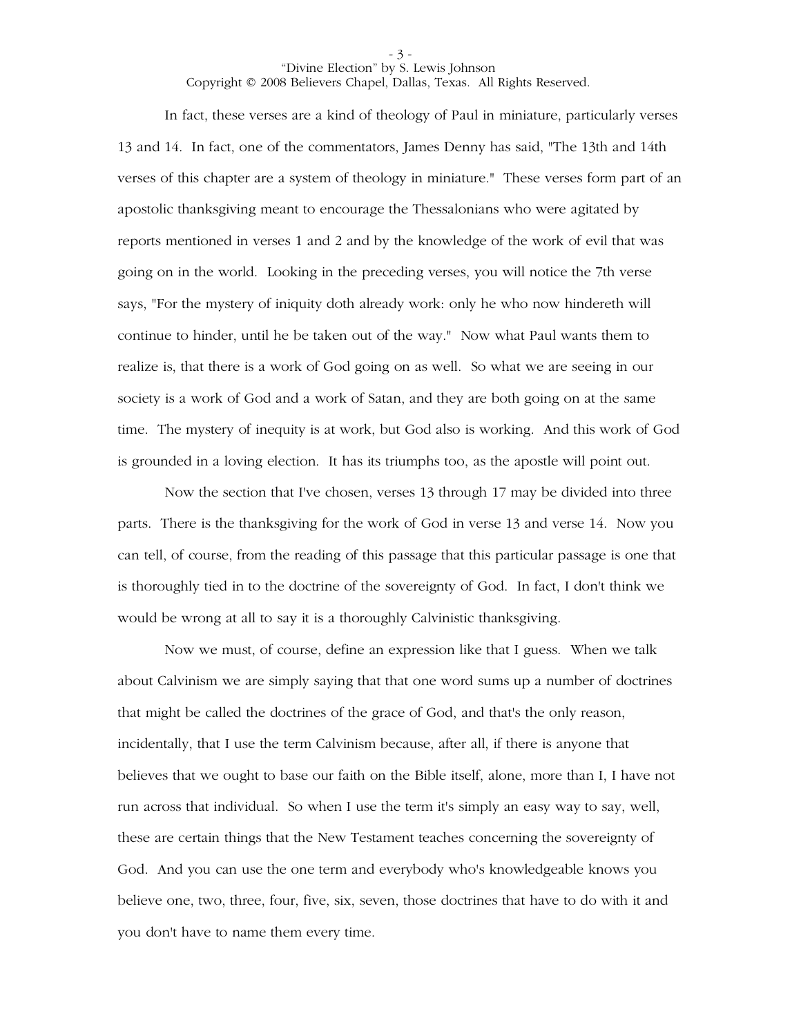In fact, these verses are a kind of theology of Paul in miniature, particularly verses 13 and 14. In fact, one of the commentators, James Denny has said, "The 13th and 14th verses of this chapter are a system of theology in miniature." These verses form part of an apostolic thanksgiving meant to encourage the Thessalonians who were agitated by reports mentioned in verses 1 and 2 and by the knowledge of the work of evil that was going on in the world. Looking in the preceding verses, you will notice the 7th verse says, "For the mystery of iniquity doth already work: only he who now hindereth will continue to hinder, until he be taken out of the way." Now what Paul wants them to realize is, that there is a work of God going on as well. So what we are seeing in our society is a work of God and a work of Satan, and they are both going on at the same time. The mystery of inequity is at work, but God also is working. And this work of God is grounded in a loving election. It has its triumphs too, as the apostle will point out.

Now the section that I've chosen, verses 13 through 17 may be divided into three parts. There is the thanksgiving for the work of God in verse 13 and verse 14. Now you can tell, of course, from the reading of this passage that this particular passage is one that is thoroughly tied in to the doctrine of the sovereignty of God. In fact, I don't think we would be wrong at all to say it is a thoroughly Calvinistic thanksgiving.

Now we must, of course, define an expression like that I guess. When we talk about Calvinism we are simply saying that that one word sums up a number of doctrines that might be called the doctrines of the grace of God, and that's the only reason, incidentally, that I use the term Calvinism because, after all, if there is anyone that believes that we ought to base our faith on the Bible itself, alone, more than I, I have not run across that individual. So when I use the term it's simply an easy way to say, well, these are certain things that the New Testament teaches concerning the sovereignty of God. And you can use the one term and everybody who's knowledgeable knows you believe one, two, three, four, five, six, seven, those doctrines that have to do with it and you don't have to name them every time.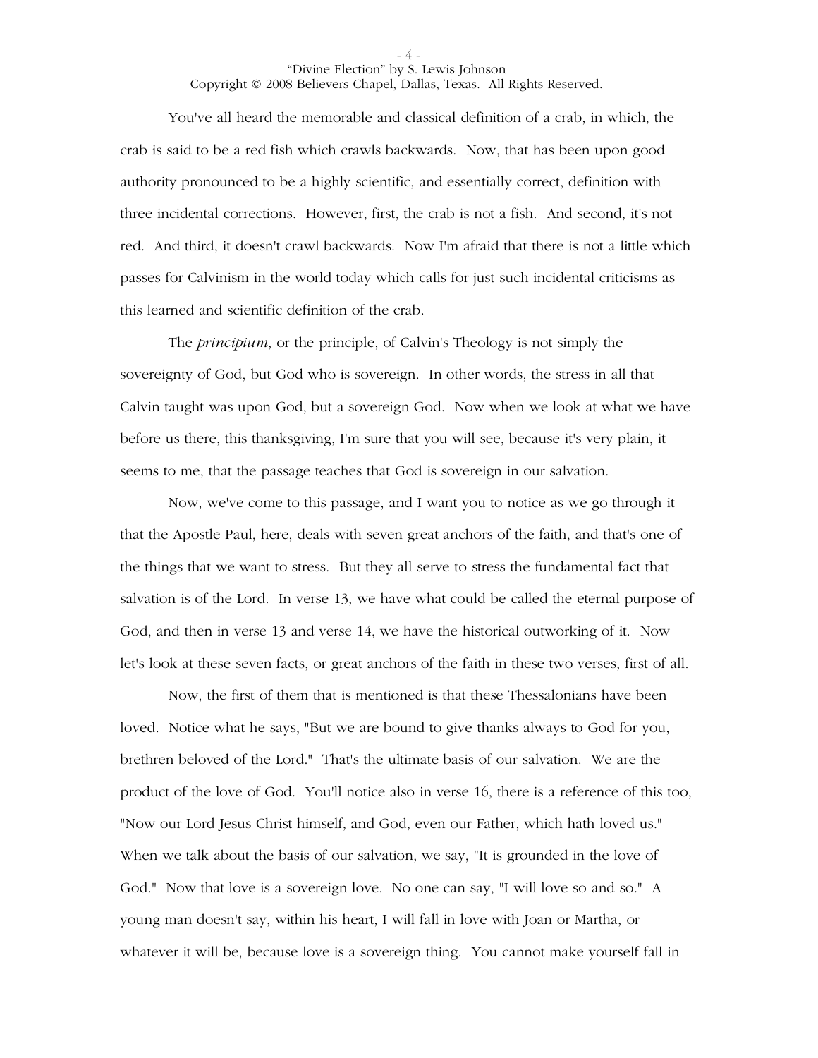You've all heard the memorable and classical definition of a crab, in which, the crab is said to be a red fish which crawls backwards. Now, that has been upon good authority pronounced to be a highly scientific, and essentially correct, definition with three incidental corrections. However, first, the crab is not a fish. And second, it's not red. And third, it doesn't crawl backwards. Now I'm afraid that there is not a little which passes for Calvinism in the world today which calls for just such incidental criticisms as this learned and scientific definition of the crab.

The *principium*, or the principle, of Calvin's Theology is not simply the sovereignty of God, but God who is sovereign. In other words, the stress in all that Calvin taught was upon God, but a sovereign God. Now when we look at what we have before us there, this thanksgiving, I'm sure that you will see, because it's very plain, it seems to me, that the passage teaches that God is sovereign in our salvation.

Now, we've come to this passage, and I want you to notice as we go through it that the Apostle Paul, here, deals with seven great anchors of the faith, and that's one of the things that we want to stress. But they all serve to stress the fundamental fact that salvation is of the Lord. In verse 13, we have what could be called the eternal purpose of God, and then in verse 13 and verse 14, we have the historical outworking of it. Now let's look at these seven facts, or great anchors of the faith in these two verses, first of all.

Now, the first of them that is mentioned is that these Thessalonians have been loved. Notice what he says, "But we are bound to give thanks always to God for you, brethren beloved of the Lord." That's the ultimate basis of our salvation. We are the product of the love of God. You'll notice also in verse 16, there is a reference of this too, "Now our Lord Jesus Christ himself, and God, even our Father, which hath loved us." When we talk about the basis of our salvation, we say, "It is grounded in the love of God." Now that love is a sovereign love. No one can say, "I will love so and so." A young man doesn't say, within his heart, I will fall in love with Joan or Martha, or whatever it will be, because love is a sovereign thing. You cannot make yourself fall in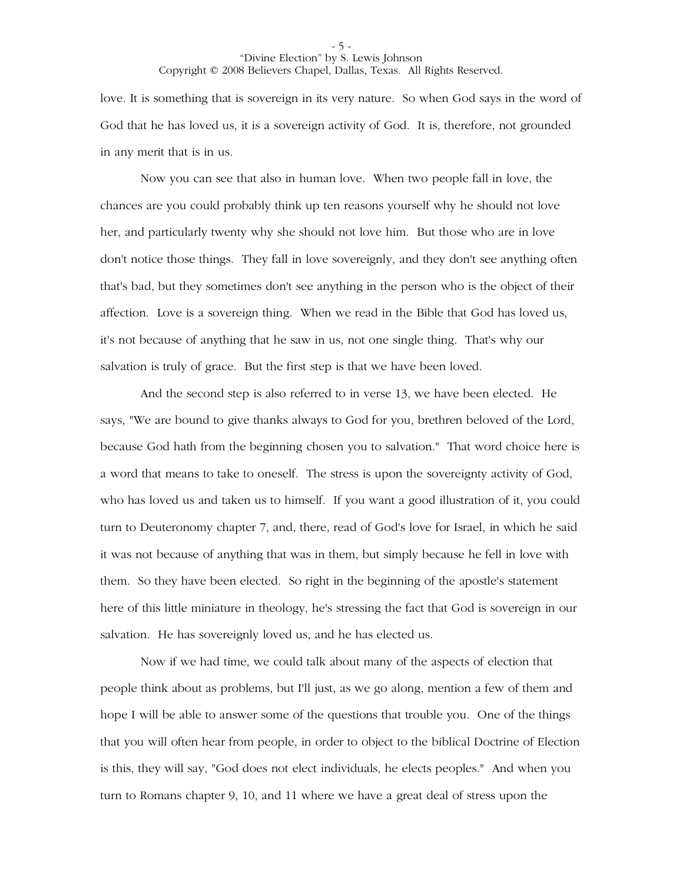love. It is something that is sovereign in its very nature. So when God says in the word of God that he has loved us, it is a sovereign activity of God. It is, therefore, not grounded in any merit that is in us.

Now you can see that also in human love. When two people fall in love, the chances are you could probably think up ten reasons yourself why he should not love her, and particularly twenty why she should not love him. But those who are in love don't notice those things. They fall in love sovereignly, and they don't see anything often that's bad, but they sometimes don't see anything in the person who is the object of their affection. Love is a sovereign thing. When we read in the Bible that God has loved us, it's not because of anything that he saw in us, not one single thing. That's why our salvation is truly of grace. But the first step is that we have been loved.

And the second step is also referred to in verse 13, we have been elected. He says, "We are bound to give thanks always to God for you, brethren beloved of the Lord, because God hath from the beginning chosen you to salvation." That word choice here is a word that means to take to oneself. The stress is upon the sovereignty activity of God, who has loved us and taken us to himself. If you want a good illustration of it, you could turn to Deuteronomy chapter 7, and, there, read of God's love for Israel, in which he said it was not because of anything that was in them, but simply because he fell in love with them. So they have been elected. So right in the beginning of the apostle's statement here of this little miniature in theology, he's stressing the fact that God is sovereign in our salvation. He has sovereignly loved us, and he has elected us.

Now if we had time, we could talk about many of the aspects of election that people think about as problems, but I'll just, as we go along, mention a few of them and hope I will be able to answer some of the questions that trouble you. One of the things that you will often hear from people, in order to object to the biblical Doctrine of Election is this, they will say, "God does not elect individuals, he elects peoples." And when you turn to Romans chapter 9, 10, and 11 where we have a great deal of stress upon the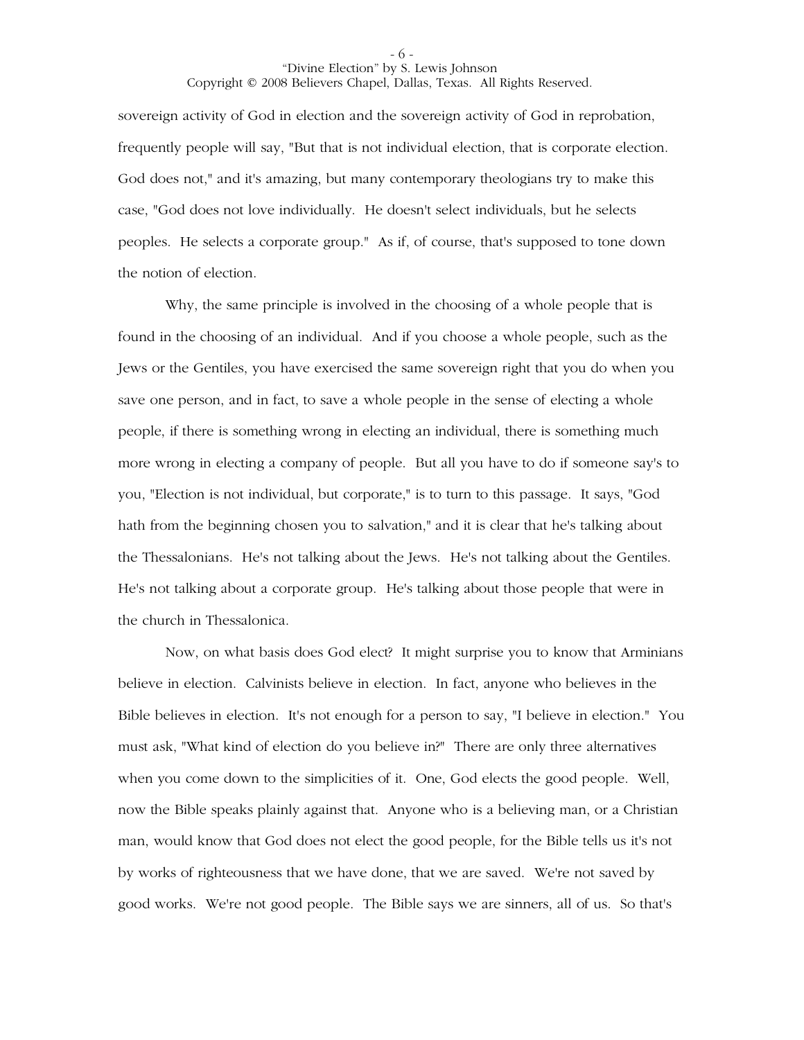sovereign activity of God in election and the sovereign activity of God in reprobation, frequently people will say, "But that is not individual election, that is corporate election. God does not," and it's amazing, but many contemporary theologians try to make this case, "God does not love individually. He doesn't select individuals, but he selects peoples. He selects a corporate group." As if, of course, that's supposed to tone down the notion of election.

Why, the same principle is involved in the choosing of a whole people that is found in the choosing of an individual. And if you choose a whole people, such as the Jews or the Gentiles, you have exercised the same sovereign right that you do when you save one person, and in fact, to save a whole people in the sense of electing a whole people, if there is something wrong in electing an individual, there is something much more wrong in electing a company of people. But all you have to do if someone say's to you, "Election is not individual, but corporate," is to turn to this passage. It says, "God hath from the beginning chosen you to salvation," and it is clear that he's talking about the Thessalonians. He's not talking about the Jews. He's not talking about the Gentiles. He's not talking about a corporate group. He's talking about those people that were in the church in Thessalonica.

Now, on what basis does God elect? It might surprise you to know that Arminians believe in election. Calvinists believe in election. In fact, anyone who believes in the Bible believes in election. It's not enough for a person to say, "I believe in election." You must ask, "What kind of election do you believe in?" There are only three alternatives when you come down to the simplicities of it. One, God elects the good people. Well, now the Bible speaks plainly against that. Anyone who is a believing man, or a Christian man, would know that God does not elect the good people, for the Bible tells us it's not by works of righteousness that we have done, that we are saved. We're not saved by good works. We're not good people. The Bible says we are sinners, all of us. So that's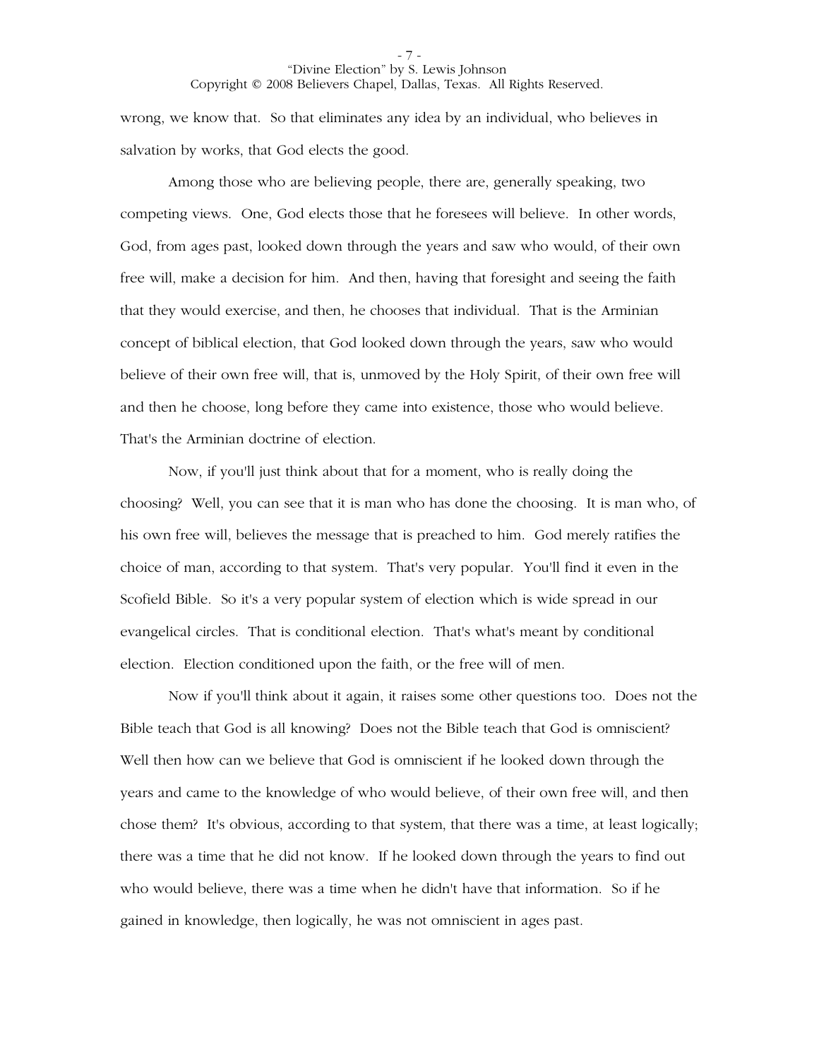wrong, we know that. So that eliminates any idea by an individual, who believes in salvation by works, that God elects the good.

Among those who are believing people, there are, generally speaking, two competing views. One, God elects those that he foresees will believe. In other words, God, from ages past, looked down through the years and saw who would, of their own free will, make a decision for him. And then, having that foresight and seeing the faith that they would exercise, and then, he chooses that individual. That is the Arminian concept of biblical election, that God looked down through the years, saw who would believe of their own free will, that is, unmoved by the Holy Spirit, of their own free will and then he choose, long before they came into existence, those who would believe. That's the Arminian doctrine of election.

Now, if you'll just think about that for a moment, who is really doing the choosing? Well, you can see that it is man who has done the choosing. It is man who, of his own free will, believes the message that is preached to him. God merely ratifies the choice of man, according to that system. That's very popular. You'll find it even in the Scofield Bible. So it's a very popular system of election which is wide spread in our evangelical circles. That is conditional election. That's what's meant by conditional election. Election conditioned upon the faith, or the free will of men.

Now if you'll think about it again, it raises some other questions too. Does not the Bible teach that God is all knowing? Does not the Bible teach that God is omniscient? Well then how can we believe that God is omniscient if he looked down through the years and came to the knowledge of who would believe, of their own free will, and then chose them? It's obvious, according to that system, that there was a time, at least logically; there was a time that he did not know. If he looked down through the years to find out who would believe, there was a time when he didn't have that information. So if he gained in knowledge, then logically, he was not omniscient in ages past.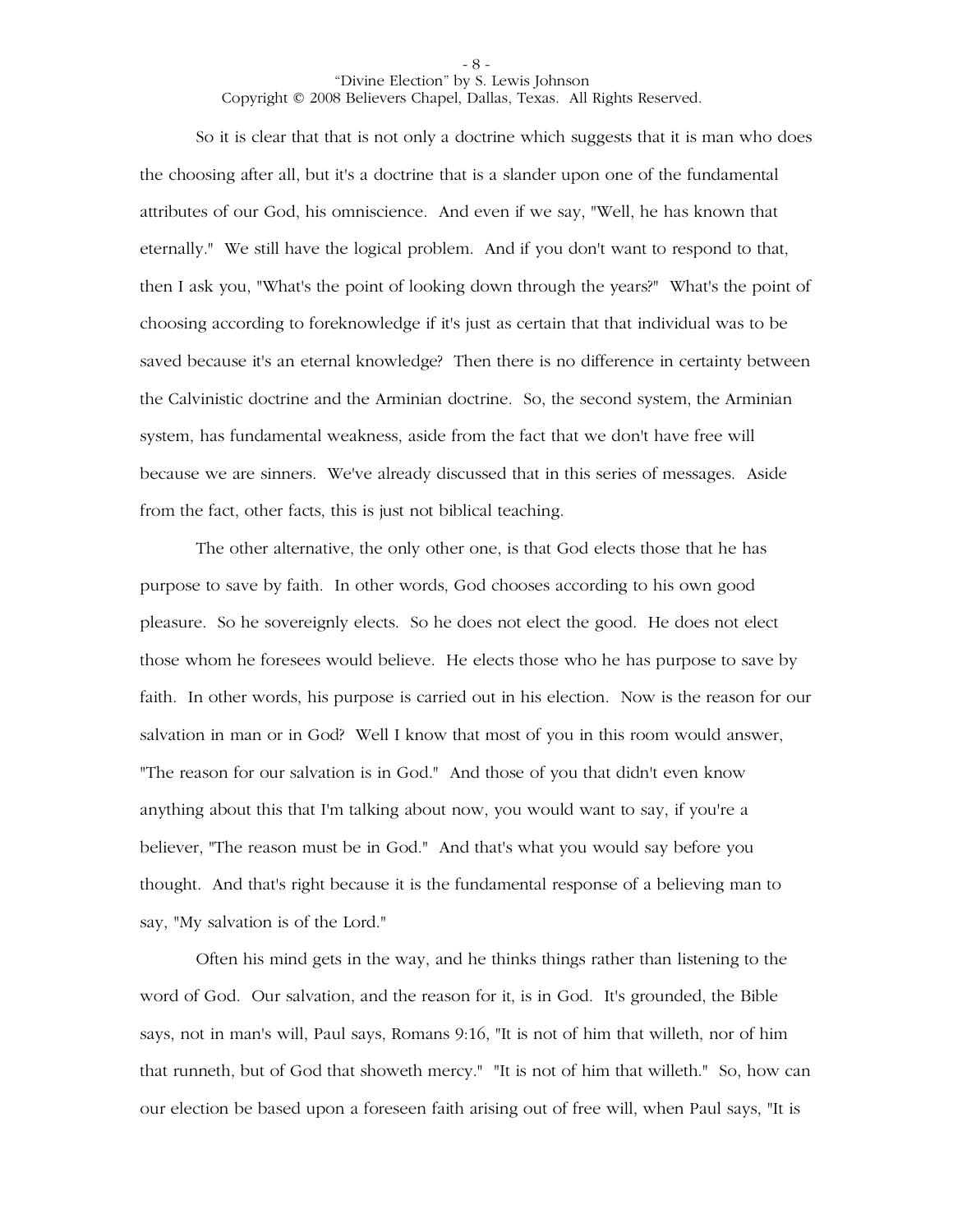So it is clear that that is not only a doctrine which suggests that it is man who does the choosing after all, but it's a doctrine that is a slander upon one of the fundamental attributes of our God, his omniscience. And even if we say, "Well, he has known that eternally." We still have the logical problem. And if you don't want to respond to that, then I ask you, "What's the point of looking down through the years?" What's the point of choosing according to foreknowledge if it's just as certain that that individual was to be saved because it's an eternal knowledge? Then there is no difference in certainty between the Calvinistic doctrine and the Arminian doctrine. So, the second system, the Arminian system, has fundamental weakness, aside from the fact that we don't have free will because we are sinners. We've already discussed that in this series of messages. Aside from the fact, other facts, this is just not biblical teaching.

The other alternative, the only other one, is that God elects those that he has purpose to save by faith. In other words, God chooses according to his own good pleasure. So he sovereignly elects. So he does not elect the good. He does not elect those whom he foresees would believe. He elects those who he has purpose to save by faith. In other words, his purpose is carried out in his election. Now is the reason for our salvation in man or in God? Well I know that most of you in this room would answer, "The reason for our salvation is in God." And those of you that didn't even know anything about this that I'm talking about now, you would want to say, if you're a believer, "The reason must be in God." And that's what you would say before you thought. And that's right because it is the fundamental response of a believing man to say, "My salvation is of the Lord."

Often his mind gets in the way, and he thinks things rather than listening to the word of God. Our salvation, and the reason for it, is in God. It's grounded, the Bible says, not in man's will, Paul says, Romans 9:16, "It is not of him that willeth, nor of him that runneth, but of God that showeth mercy." "It is not of him that willeth." So, how can our election be based upon a foreseen faith arising out of free will, when Paul says, "It is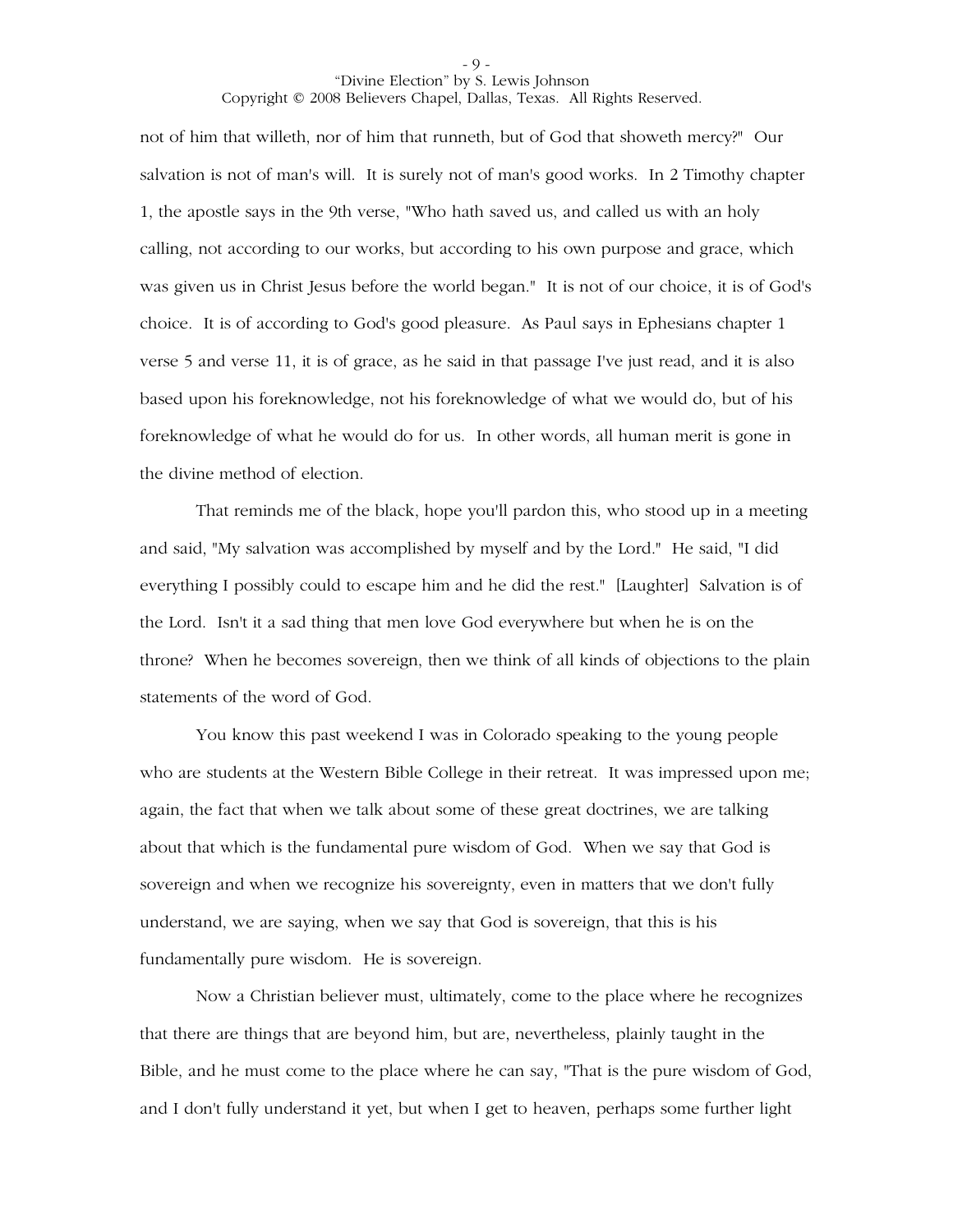not of him that willeth, nor of him that runneth, but of God that showeth mercy?" Our salvation is not of man's will. It is surely not of man's good works. In 2 Timothy chapter 1, the apostle says in the 9th verse, "Who hath saved us, and called us with an holy calling, not according to our works, but according to his own purpose and grace, which was given us in Christ Jesus before the world began." It is not of our choice, it is of God's choice. It is of according to God's good pleasure. As Paul says in Ephesians chapter 1 verse 5 and verse 11, it is of grace, as he said in that passage I've just read, and it is also based upon his foreknowledge, not his foreknowledge of what we would do, but of his foreknowledge of what he would do for us. In other words, all human merit is gone in the divine method of election.

That reminds me of the black, hope you'll pardon this, who stood up in a meeting and said, "My salvation was accomplished by myself and by the Lord." He said, "I did everything I possibly could to escape him and he did the rest." [Laughter] Salvation is of the Lord. Isn't it a sad thing that men love God everywhere but when he is on the throne? When he becomes sovereign, then we think of all kinds of objections to the plain statements of the word of God.

You know this past weekend I was in Colorado speaking to the young people who are students at the Western Bible College in their retreat. It was impressed upon me; again, the fact that when we talk about some of these great doctrines, we are talking about that which is the fundamental pure wisdom of God. When we say that God is sovereign and when we recognize his sovereignty, even in matters that we don't fully understand, we are saying, when we say that God is sovereign, that this is his fundamentally pure wisdom. He is sovereign.

Now a Christian believer must, ultimately, come to the place where he recognizes that there are things that are beyond him, but are, nevertheless, plainly taught in the Bible, and he must come to the place where he can say, "That is the pure wisdom of God, and I don't fully understand it yet, but when I get to heaven, perhaps some further light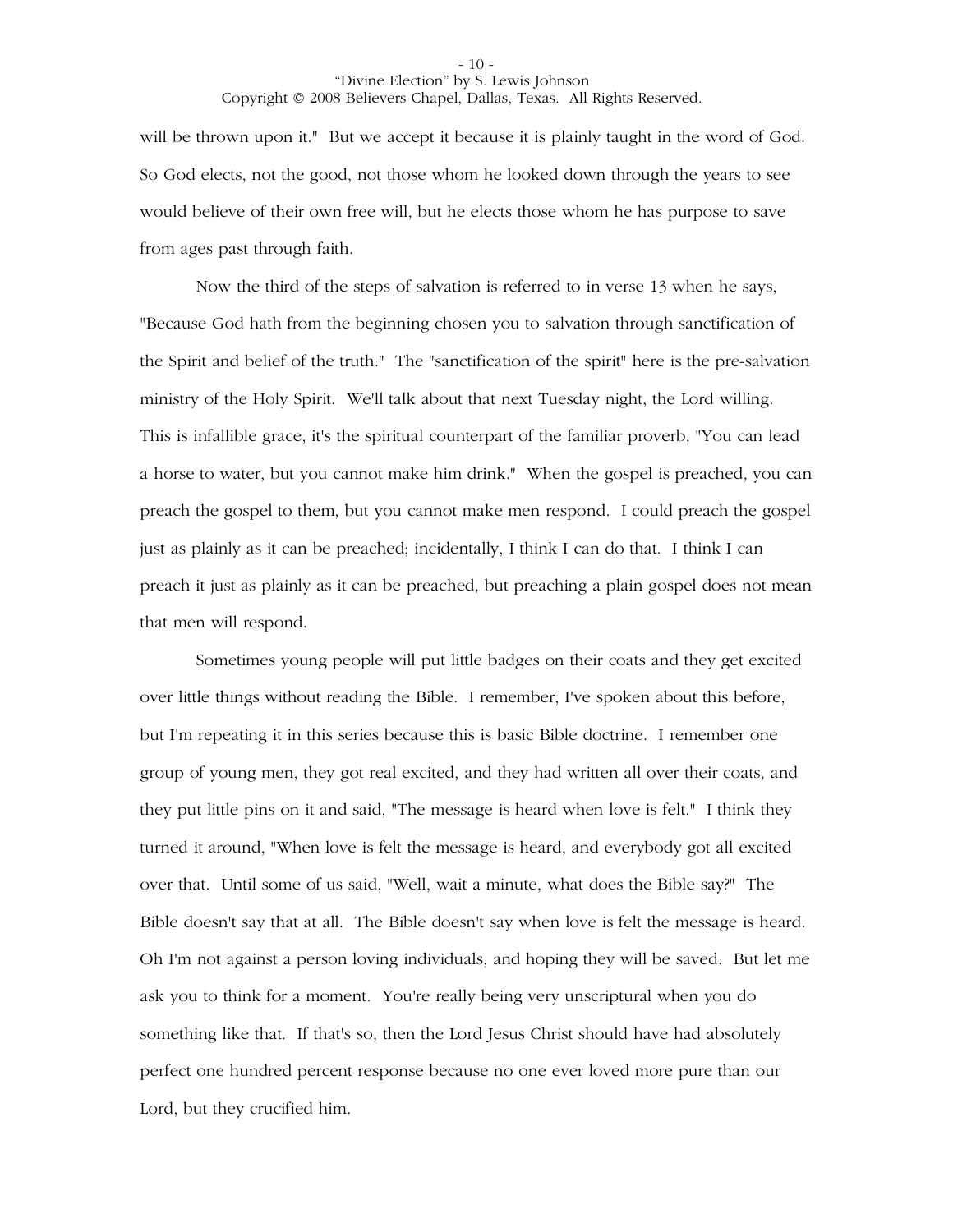will be thrown upon it." But we accept it because it is plainly taught in the word of God. So God elects, not the good, not those whom he looked down through the years to see would believe of their own free will, but he elects those whom he has purpose to save from ages past through faith.

Now the third of the steps of salvation is referred to in verse 13 when he says, "Because God hath from the beginning chosen you to salvation through sanctification of the Spirit and belief of the truth." The "sanctification of the spirit" here is the pre-salvation ministry of the Holy Spirit. We'll talk about that next Tuesday night, the Lord willing. This is infallible grace, it's the spiritual counterpart of the familiar proverb, "You can lead a horse to water, but you cannot make him drink." When the gospel is preached, you can preach the gospel to them, but you cannot make men respond. I could preach the gospel just as plainly as it can be preached; incidentally, I think I can do that. I think I can preach it just as plainly as it can be preached, but preaching a plain gospel does not mean that men will respond.

Sometimes young people will put little badges on their coats and they get excited over little things without reading the Bible. I remember, I've spoken about this before, but I'm repeating it in this series because this is basic Bible doctrine. I remember one group of young men, they got real excited, and they had written all over their coats, and they put little pins on it and said, "The message is heard when love is felt." I think they turned it around, "When love is felt the message is heard, and everybody got all excited over that. Until some of us said, "Well, wait a minute, what does the Bible say?" The Bible doesn't say that at all. The Bible doesn't say when love is felt the message is heard. Oh I'm not against a person loving individuals, and hoping they will be saved. But let me ask you to think for a moment. You're really being very unscriptural when you do something like that. If that's so, then the Lord Jesus Christ should have had absolutely perfect one hundred percent response because no one ever loved more pure than our Lord, but they crucified him.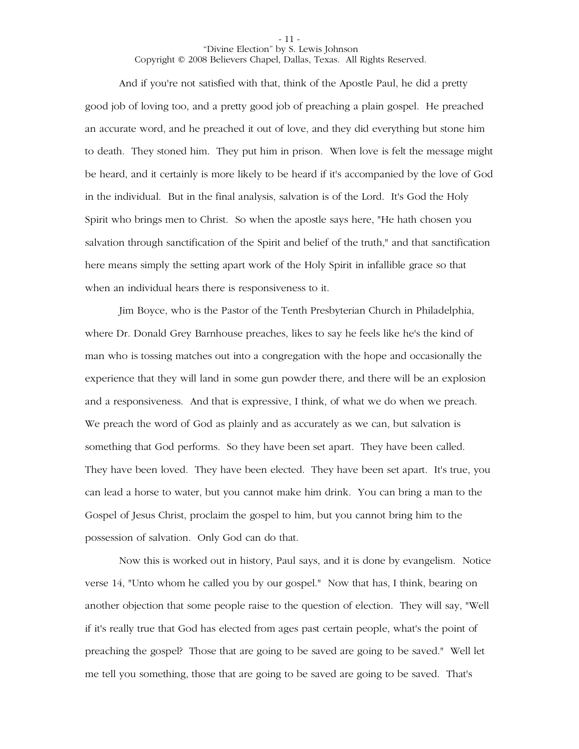And if you're not satisfied with that, think of the Apostle Paul, he did a pretty good job of loving too, and a pretty good job of preaching a plain gospel. He preached an accurate word, and he preached it out of love, and they did everything but stone him to death. They stoned him. They put him in prison. When love is felt the message might be heard, and it certainly is more likely to be heard if it's accompanied by the love of God in the individual. But in the final analysis, salvation is of the Lord. It's God the Holy Spirit who brings men to Christ. So when the apostle says here, "He hath chosen you salvation through sanctification of the Spirit and belief of the truth," and that sanctification here means simply the setting apart work of the Holy Spirit in infallible grace so that when an individual hears there is responsiveness to it.

Jim Boyce, who is the Pastor of the Tenth Presbyterian Church in Philadelphia, where Dr. Donald Grey Barnhouse preaches, likes to say he feels like he's the kind of man who is tossing matches out into a congregation with the hope and occasionally the experience that they will land in some gun powder there, and there will be an explosion and a responsiveness. And that is expressive, I think, of what we do when we preach. We preach the word of God as plainly and as accurately as we can, but salvation is something that God performs. So they have been set apart. They have been called. They have been loved. They have been elected. They have been set apart. It's true, you can lead a horse to water, but you cannot make him drink. You can bring a man to the Gospel of Jesus Christ, proclaim the gospel to him, but you cannot bring him to the possession of salvation. Only God can do that.

Now this is worked out in history, Paul says, and it is done by evangelism. Notice verse 14, "Unto whom he called you by our gospel." Now that has, I think, bearing on another objection that some people raise to the question of election. They will say, "Well if it's really true that God has elected from ages past certain people, what's the point of preaching the gospel? Those that are going to be saved are going to be saved." Well let me tell you something, those that are going to be saved are going to be saved. That's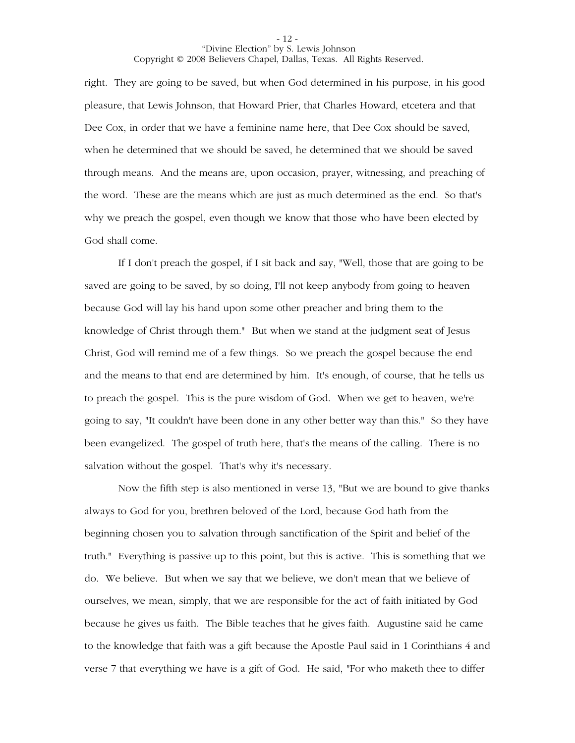right. They are going to be saved, but when God determined in his purpose, in his good pleasure, that Lewis Johnson, that Howard Prier, that Charles Howard, etcetera and that Dee Cox, in order that we have a feminine name here, that Dee Cox should be saved, when he determined that we should be saved, he determined that we should be saved through means. And the means are, upon occasion, prayer, witnessing, and preaching of the word. These are the means which are just as much determined as the end. So that's why we preach the gospel, even though we know that those who have been elected by God shall come.

If I don't preach the gospel, if I sit back and say, "Well, those that are going to be saved are going to be saved, by so doing, I'll not keep anybody from going to heaven because God will lay his hand upon some other preacher and bring them to the knowledge of Christ through them." But when we stand at the judgment seat of Jesus Christ, God will remind me of a few things. So we preach the gospel because the end and the means to that end are determined by him. It's enough, of course, that he tells us to preach the gospel. This is the pure wisdom of God. When we get to heaven, we're going to say, "It couldn't have been done in any other better way than this." So they have been evangelized. The gospel of truth here, that's the means of the calling. There is no salvation without the gospel. That's why it's necessary.

Now the fifth step is also mentioned in verse 13, "But we are bound to give thanks always to God for you, brethren beloved of the Lord, because God hath from the beginning chosen you to salvation through sanctification of the Spirit and belief of the truth." Everything is passive up to this point, but this is active. This is something that we do. We believe. But when we say that we believe, we don't mean that we believe of ourselves, we mean, simply, that we are responsible for the act of faith initiated by God because he gives us faith. The Bible teaches that he gives faith. Augustine said he came to the knowledge that faith was a gift because the Apostle Paul said in 1 Corinthians 4 and verse 7 that everything we have is a gift of God. He said, "For who maketh thee to differ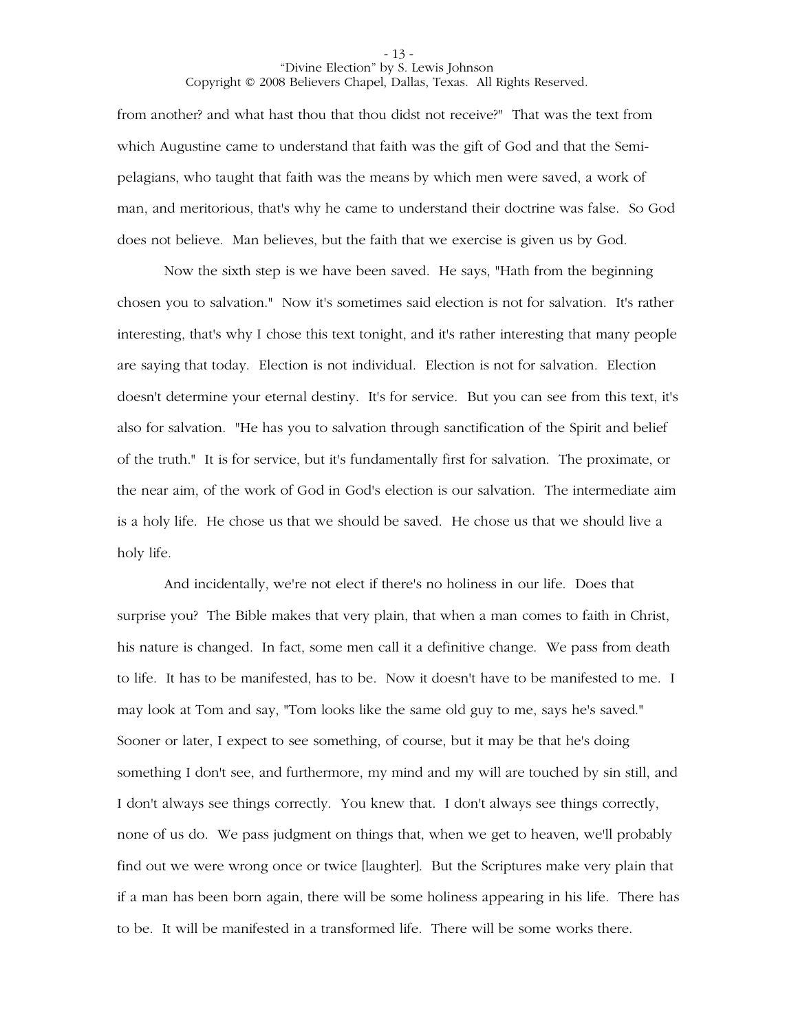from another? and what hast thou that thou didst not receive?" That was the text from which Augustine came to understand that faith was the gift of God and that the Semi-pelagians, who taught that faith was the means by which men were saved, a work of man, and meritorious, that's why he came to understand their doctrine was false. So God does not believe. Man believes, but the faith that we exercise is given us by God.

Now the sixth step is we have been saved. He says, "Hath from the beginning chosen you to salvation." Now it's sometimes said election is not for salvation. It's rather interesting, that's why I chose this text tonight, and it's rather interesting that many people are saying that today. Election is not individual. Election is not for salvation. Election doesn't determine your eternal destiny. It's for service. But you can see from this text, it's also for salvation. "He has you to salvation through sanctification of the Spirit and belief of the truth." It is for service, but it's fundamentally first for salvation. The proximate, or the near aim, of the work of God in God's election is our salvation. The intermediate aim is a holy life. He chose us that we should be saved. He chose us that we should live a holy life.

And incidentally, we're not elect if there's no holiness in our life. Does that surprise you? The Bible makes that very plain, that when a man comes to faith in Christ, his nature is changed. In fact, some men call it a definitive change. We pass from death to life. It has to be manifested, has to be. Now it doesn't have to be manifested to me. I may look at Tom and say, "Tom looks like the same old guy to me, says he's saved." Sooner or later, I expect to see something, of course, but it may be that he's doing something I don't see, and furthermore, my mind and my will are touched by sin still, and I don't always see things correctly. You knew that. I don't always see things correctly, none of us do. We pass judgment on things that, when we get to heaven, we'll probably find out we were wrong once or twice [laughter]. But the Scriptures make very plain that if a man has been born again, there will be some holiness appearing in his life. There has to be. It will be manifested in a transformed life. There will be some works there.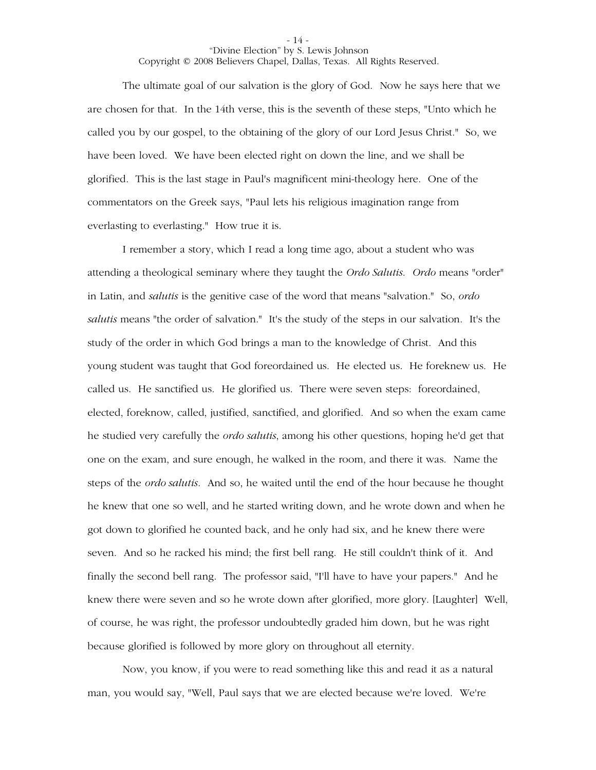The ultimate goal of our salvation is the glory of God. Now he says here that we are chosen for that. In the 14th verse, this is the seventh of these steps, "Unto which he called you by our gospel, to the obtaining of the glory of our Lord Jesus Christ." So, we have been loved. We have been elected right on down the line, and we shall be glorified. This is the last stage in Paul's magnificent mini-theology here. One of the commentators on the Greek says, "Paul lets his religious imagination range from everlasting to everlasting." How true it is.

I remember a story, which I read a long time ago, about a student who was attending a theological seminary where they taught the *Ordo Salutis*. *Ordo* means "order" in Latin, and *salutis* is the genitive case of the word that means "salvation." So, *ordo salutis* means "the order of salvation." It's the study of the steps in our salvation. It's the study of the order in which God brings a man to the knowledge of Christ. And this young student was taught that God foreordained us. He elected us. He foreknew us. He called us. He sanctified us. He glorified us. There were seven steps: foreordained, elected, foreknow, called, justified, sanctified, and glorified. And so when the exam came he studied very carefully the *ordo salutis*, among his other questions, hoping he'd get that one on the exam, and sure enough, he walked in the room, and there it was. Name the steps of the *ordo salutis*. And so, he waited until the end of the hour because he thought he knew that one so well, and he started writing down, and he wrote down and when he got down to glorified he counted back, and he only had six, and he knew there were seven. And so he racked his mind; the first bell rang. He still couldn't think of it. And finally the second bell rang. The professor said, "I'll have to have your papers." And he knew there were seven and so he wrote down after glorified, more glory. [Laughter] Well, of course, he was right, the professor undoubtedly graded him down, but he was right because glorified is followed by more glory on throughout all eternity.

Now, you know, if you were to read something like this and read it as a natural man, you would say, "Well, Paul says that we are elected because we're loved. We're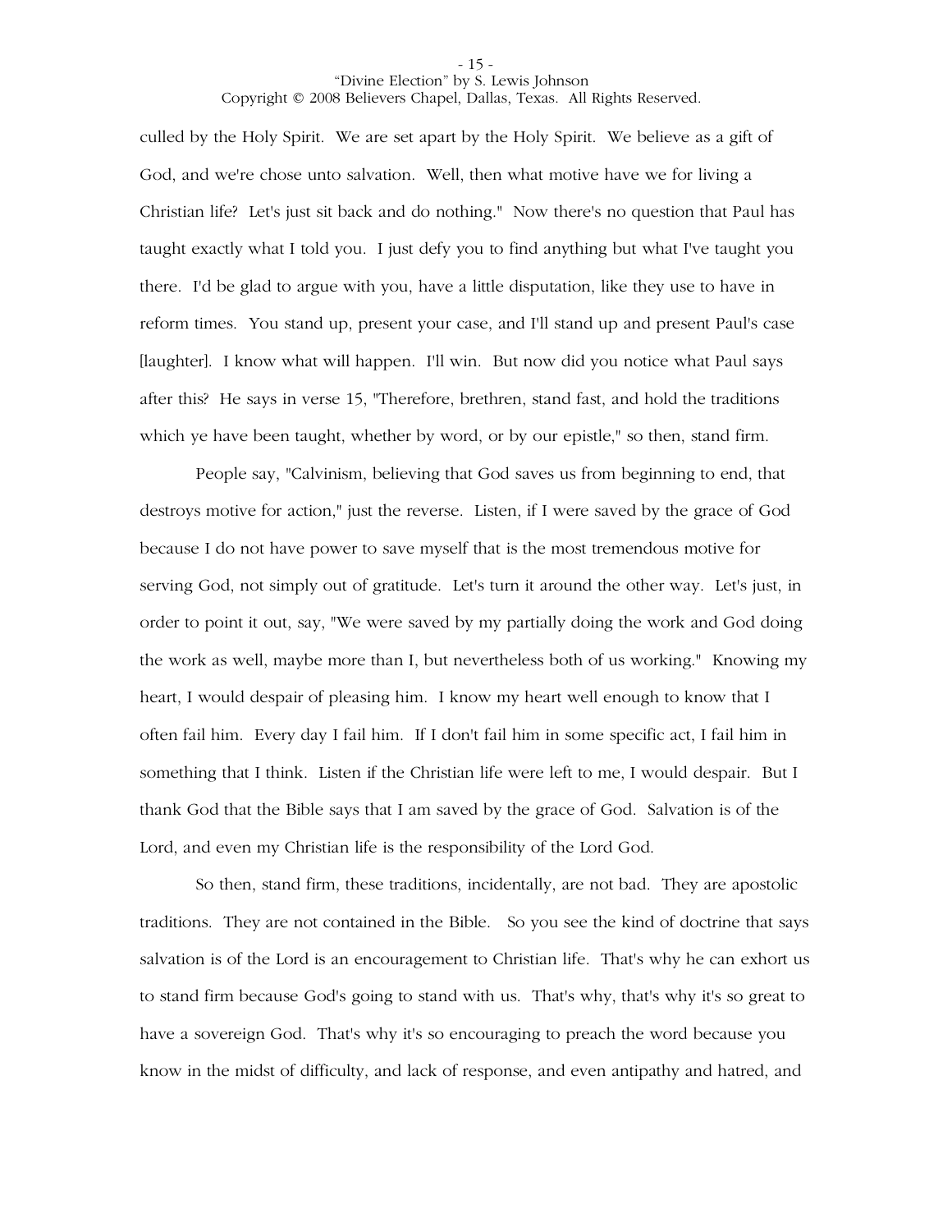culled by the Holy Spirit. We are set apart by the Holy Spirit. We believe as a gift of God, and we're chose unto salvation. Well, then what motive have we for living a Christian life? Let's just sit back and do nothing." Now there's no question that Paul has taught exactly what I told you. I just defy you to find anything but what I've taught you there. I'd be glad to argue with you, have a little disputation, like they use to have in reform times. You stand up, present your case, and I'll stand up and present Paul's case [laughter]. I know what will happen. I'll win. But now did you notice what Paul says after this? He says in verse 15, "Therefore, brethren, stand fast, and hold the traditions which ye have been taught, whether by word, or by our epistle," so then, stand firm.

People say, "Calvinism, believing that God saves us from beginning to end, that destroys motive for action," just the reverse. Listen, if I were saved by the grace of God because I do not have power to save myself that is the most tremendous motive for serving God, not simply out of gratitude. Let's turn it around the other way. Let's just, in order to point it out, say, "We were saved by my partially doing the work and God doing the work as well, maybe more than I, but nevertheless both of us working." Knowing my heart, I would despair of pleasing him. I know my heart well enough to know that I often fail him. Every day I fail him. If I don't fail him in some specific act, I fail him in something that I think. Listen if the Christian life were left to me, I would despair. But I thank God that the Bible says that I am saved by the grace of God. Salvation is of the Lord, and even my Christian life is the responsibility of the Lord God.

So then, stand firm, these traditions, incidentally, are not bad. They are apostolic traditions. They are not contained in the Bible. So you see the kind of doctrine that says salvation is of the Lord is an encouragement to Christian life. That's why he can exhort us to stand firm because God's going to stand with us. That's why, that's why it's so great to have a sovereign God. That's why it's so encouraging to preach the word because you know in the midst of difficulty, and lack of response, and even antipathy and hatred, and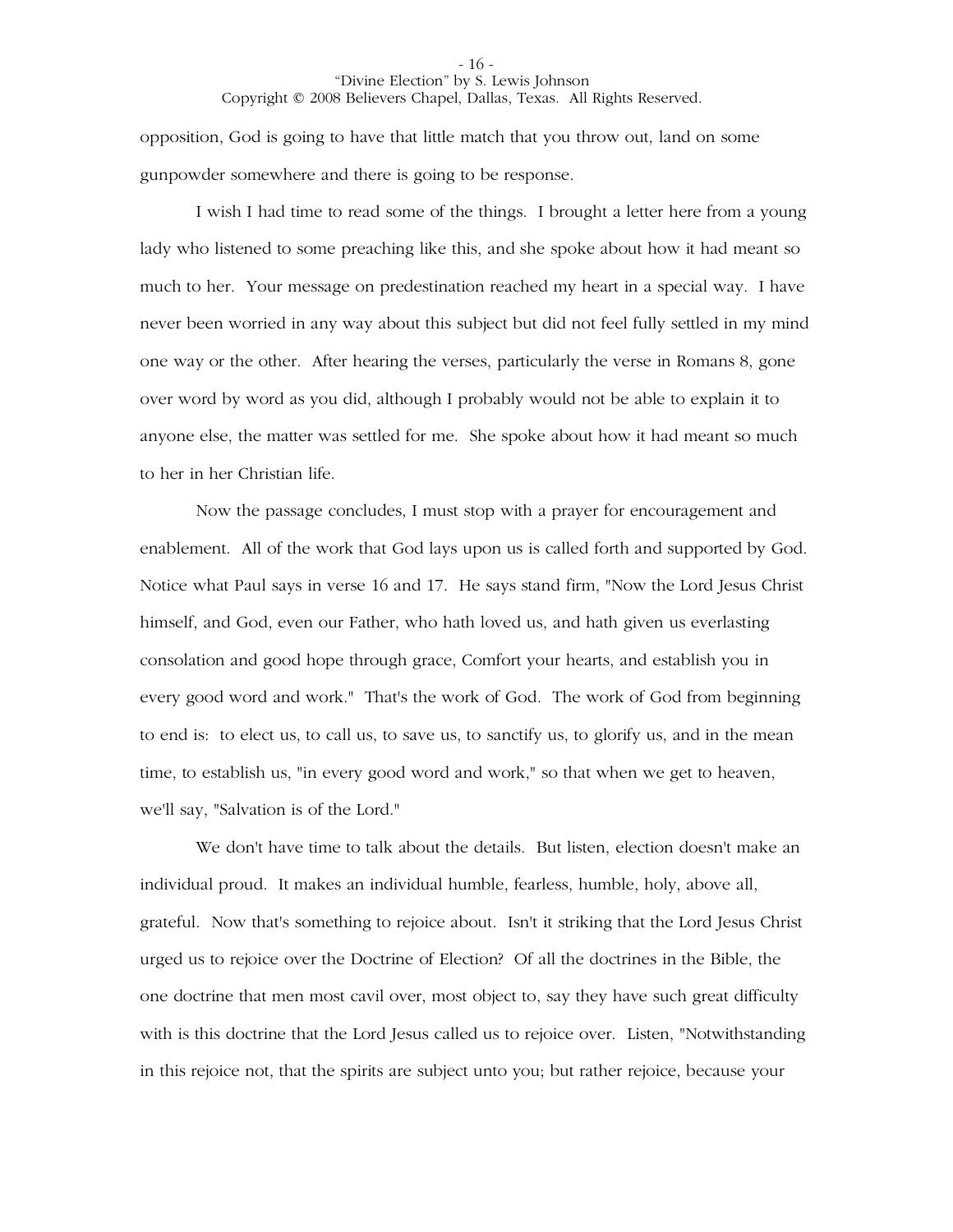opposition, God is going to have that little match that you throw out, land on some gunpowder somewhere and there is going to be response.

I wish I had time to read some of the things. I brought a letter here from a young lady who listened to some preaching like this, and she spoke about how it had meant so much to her. Your message on predestination reached my heart in a special way. I have never been worried in any way about this subject but did not feel fully settled in my mind one way or the other. After hearing the verses, particularly the verse in Romans 8, gone over word by word as you did, although I probably would not be able to explain it to anyone else, the matter was settled for me. She spoke about how it had meant so much to her in her Christian life.

Now the passage concludes, I must stop with a prayer for encouragement and enablement. All of the work that God lays upon us is called forth and supported by God. Notice what Paul says in verse 16 and 17. He says stand firm, "Now the Lord Jesus Christ himself, and God, even our Father, who hath loved us, and hath given us everlasting consolation and good hope through grace, Comfort your hearts, and establish you in every good word and work." That's the work of God. The work of God from beginning to end is: to elect us, to call us, to save us, to sanctify us, to glorify us, and in the mean time, to establish us, "in every good word and work," so that when we get to heaven, we'll say, "Salvation is of the Lord."

We don't have time to talk about the details. But listen, election doesn't make an individual proud. It makes an individual humble, fearless, humble, holy, above all, grateful. Now that's something to rejoice about. Isn't it striking that the Lord Jesus Christ urged us to rejoice over the Doctrine of Election? Of all the doctrines in the Bible, the one doctrine that men most cavil over, most object to, say they have such great difficulty with is this doctrine that the Lord Jesus called us to rejoice over. Listen, "Notwithstanding in this rejoice not, that the spirits are subject unto you; but rather rejoice, because your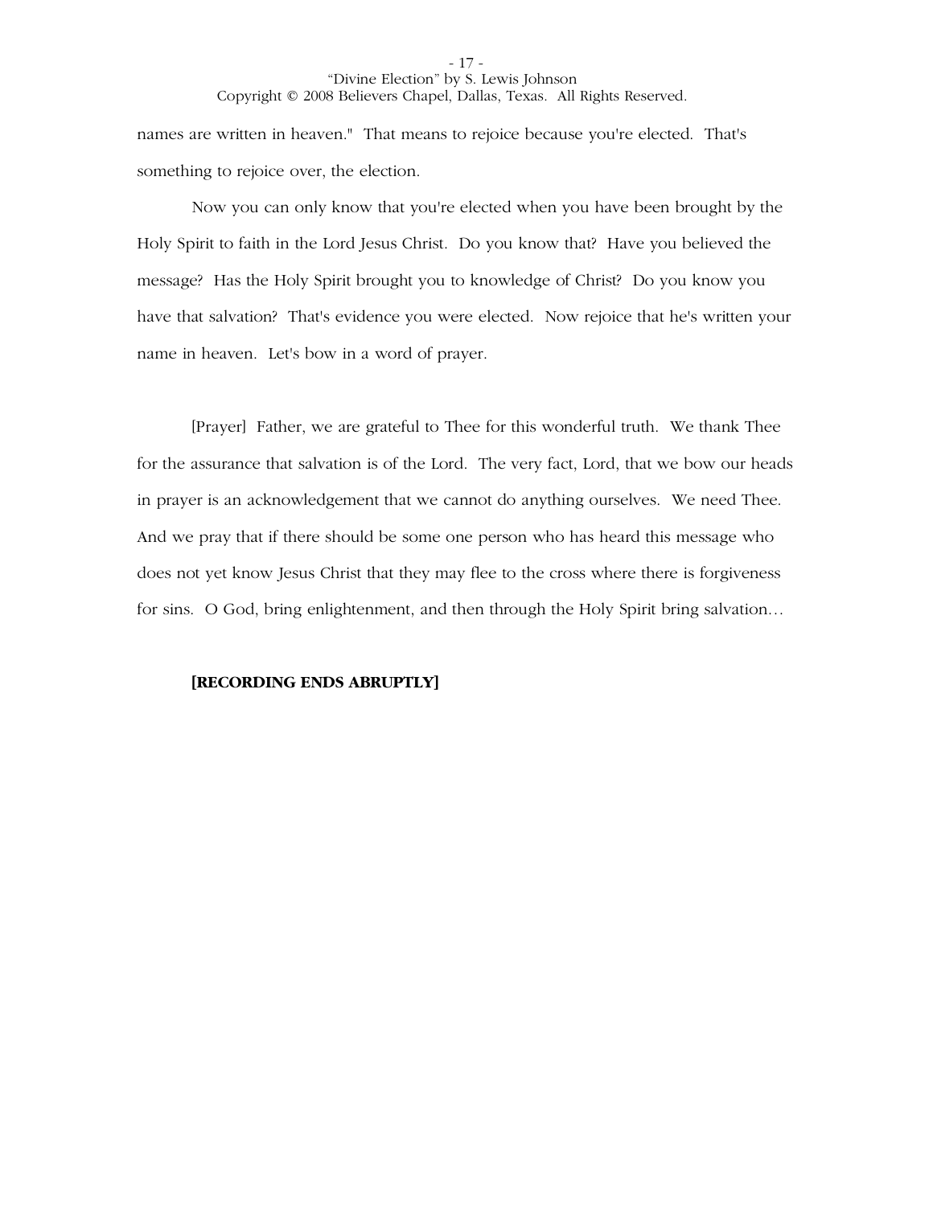names are written in heaven." That means to rejoice because you're elected. That's something to rejoice over, the election.

Now you can only know that you're elected when you have been brought by the Holy Spirit to faith in the Lord Jesus Christ. Do you know that? Have you believed the message? Has the Holy Spirit brought you to knowledge of Christ? Do you know you have that salvation? That's evidence you were elected. Now rejoice that he's written your name in heaven. Let's bow in a word of prayer.

[Prayer] Father, we are grateful to Thee for this wonderful truth. We thank Thee for the assurance that salvation is of the Lord. The very fact, Lord, that we bow our heads in prayer is an acknowledgement that we cannot do anything ourselves. We need Thee. And we pray that if there should be some one person who has heard this message who does not yet know Jesus Christ that they may flee to the cross where there is forgiveness for sins. O God, bring enlightenment, and then through the Holy Spirit bring salvation…

**[RECORDING ENDS ABRUPTLY]**